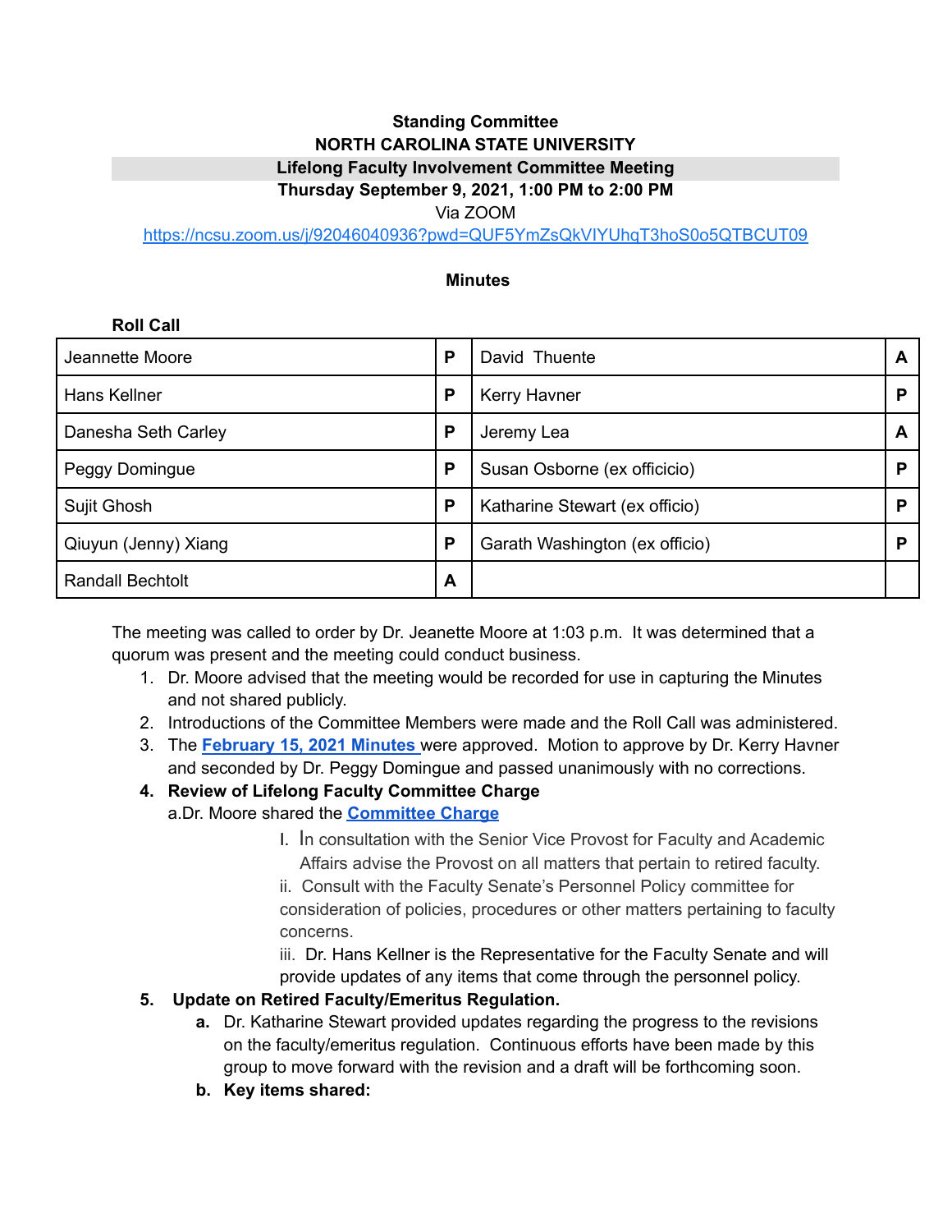**Standing Committee**
**NORTH CAROLINA STATE UNIVERSITY**
**Lifelong Faculty Involvement Committee Meeting**
**Thursday September 9, 2021, 1:00 PM to 2:00 PM**
Via ZOOM
https://ncsu.zoom.us/j/92046040936?pwd=QUF5YmZsQkVIYUhqT3hoS0o5QTBCUT09

**Minutes**

**Roll Call**

| | | | |
|---|---|---|---|
| Jeannette Moore | P | David Thuente | A |
| Hans Kellner | P | Kerry Havner | P |
| Danesha Seth Carley | P | Jeremy Lea | A |
| Peggy Domingue | P | Susan Osborne (ex officicio) | P |
| Sujit Ghosh | P | Katharine Stewart (ex officio) | P |
| Qiuyun (Jenny) Xiang | P | Garath Washington (ex officio) | P |
| Randall Bechtolt | A | | |

The meeting was called to order by Dr. Jeanette Moore at 1:03 p.m. It was determined that a quorum was present and the meeting could conduct business.

1. Dr. Moore advised that the meeting would be recorded for use in capturing the Minutes and not shared publicly.
2. Introductions of the Committee Members were made and the Roll Call was administered.
3. The **February 15, 2021 Minutes** were approved. Motion to approve by Dr. Kerry Havner and seconded by Dr. Peggy Domingue and passed unanimously with no corrections.
4. **Review of Lifelong Faculty Committee Charge**
   a. Dr. Moore shared the **Committee Charge**
      I. In consultation with the Senior Vice Provost for Faculty and Academic Affairs advise the Provost on all matters that pertain to retired faculty.
      ii. Consult with the Faculty Senate's Personnel Policy committee for consideration of policies, procedures or other matters pertaining to faculty concerns.
      iii. Dr. Hans Kellner is the Representative for the Faculty Senate and will provide updates of any items that come through the personnel policy.
5. **Update on Retired Faculty/Emeritus Regulation.**
   a. Dr. Katharine Stewart provided updates regarding the progress to the revisions on the faculty/emeritus regulation. Continuous efforts have been made by this group to move forward with the revision and a draft will be forthcoming soon.
   b. **Key items shared:**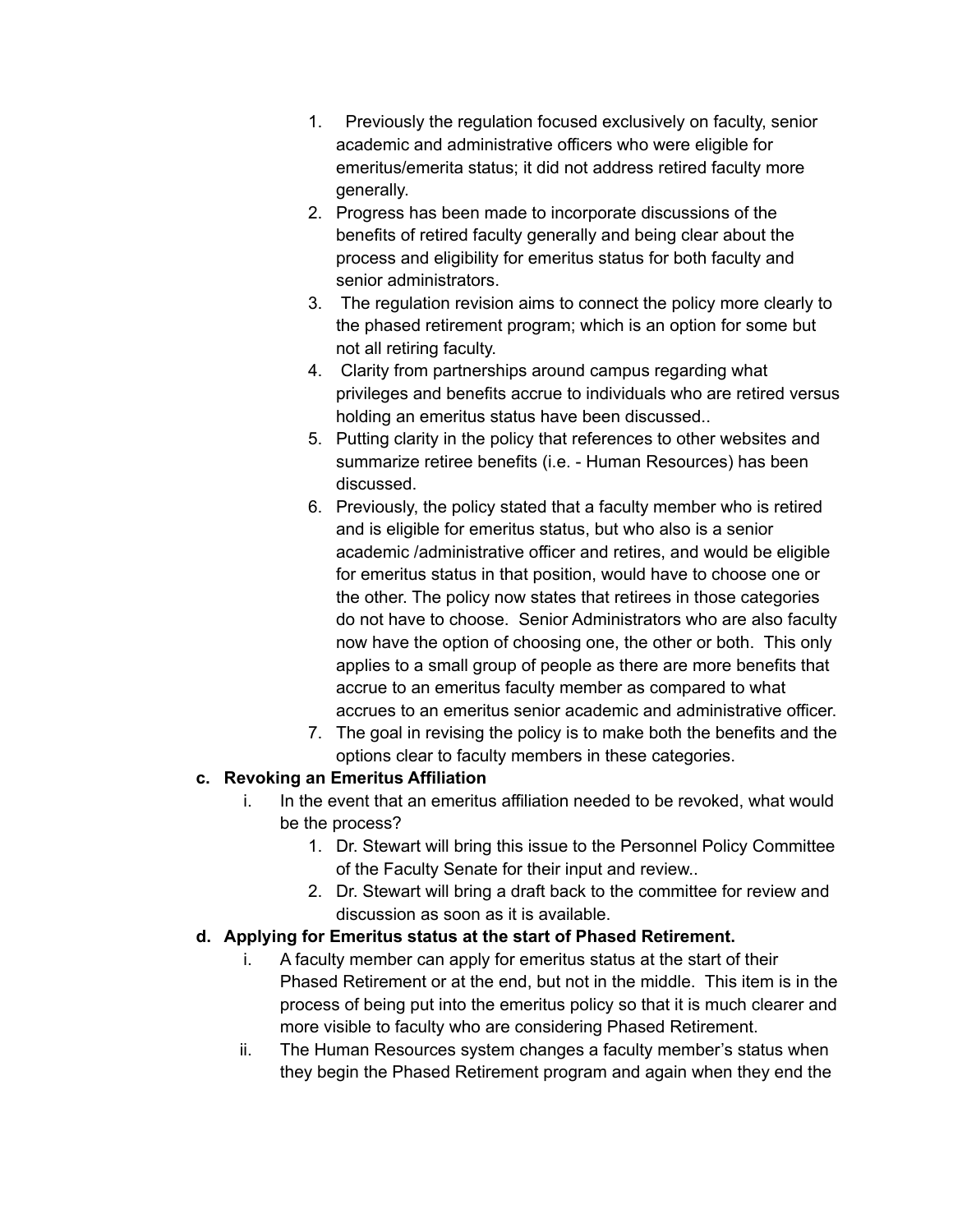1. Previously the regulation focused exclusively on faculty, senior academic and administrative officers who were eligible for emeritus/emerita status; it did not address retired faculty more generally.
2. Progress has been made to incorporate discussions of the benefits of retired faculty generally and being clear about the process and eligibility for emeritus status for both faculty and senior administrators.
3. The regulation revision aims to connect the policy more clearly to the phased retirement program; which is an option for some but not all retiring faculty.
4. Clarity from partnerships around campus regarding what privileges and benefits accrue to individuals who are retired versus holding an emeritus status have been discussed..
5. Putting clarity in the policy that references to other websites and summarize retiree benefits (i.e. - Human Resources) has been discussed.
6. Previously, the policy stated that a faculty member who is retired and is eligible for emeritus status, but who also is a senior academic /administrative officer and retires, and would be eligible for emeritus status in that position, would have to choose one or the other. The policy now states that retirees in those categories do not have to choose. Senior Administrators who are also faculty now have the option of choosing one, the other or both. This only applies to a small group of people as there are more benefits that accrue to an emeritus faculty member as compared to what accrues to an emeritus senior academic and administrative officer.
7. The goal in revising the policy is to make both the benefits and the options clear to faculty members in these categories.

**c. Revoking an Emeritus Affiliation**

i. In the event that an emeritus affiliation needed to be revoked, what would be the process?
   1. Dr. Stewart will bring this issue to the Personnel Policy Committee of the Faculty Senate for their input and review..
   2. Dr. Stewart will bring a draft back to the committee for review and discussion as soon as it is available.

**d. Applying for Emeritus status at the start of Phased Retirement.**

i. A faculty member can apply for emeritus status at the start of their Phased Retirement or at the end, but not in the middle. This item is in the process of being put into the emeritus policy so that it is much clearer and more visible to faculty who are considering Phased Retirement.

ii. The Human Resources system changes a faculty member's status when they begin the Phased Retirement program and again when they end the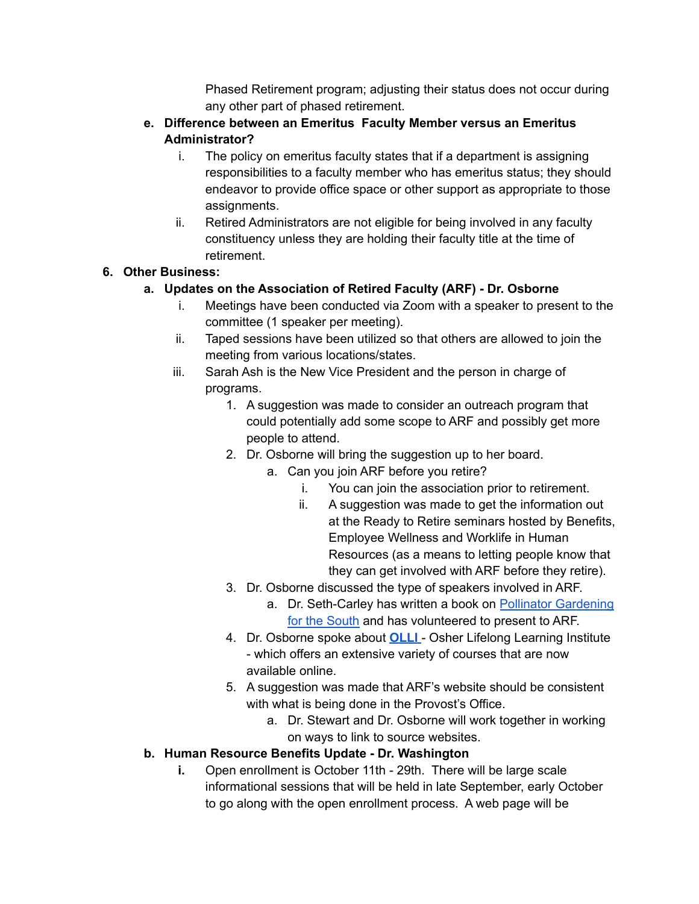Phased Retirement program; adjusting their status does not occur during any other part of phased retirement.

e. **Difference between an Emeritus Faculty Member versus an Emeritus Administrator?**
    i. The policy on emeritus faculty states that if a department is assigning responsibilities to a faculty member who has emeritus status; they should endeavor to provide office space or other support as appropriate to those assignments.
    ii. Retired Administrators are not eligible for being involved in any faculty constituency unless they are holding their faculty title at the time of retirement.

6. **Other Business:**
    a. **Updates on the Association of Retired Faculty (ARF) - Dr. Osborne**
        i. Meetings have been conducted via Zoom with a speaker to present to the committee (1 speaker per meeting).
        ii. Taped sessions have been utilized so that others are allowed to join the meeting from various locations/states.
        iii. Sarah Ash is the New Vice President and the person in charge of programs.
            1. A suggestion was made to consider an outreach program that could potentially add some scope to ARF and possibly get more people to attend.
            2. Dr. Osborne will bring the suggestion up to her board.
                a. Can you join ARF before you retire?
                    i. You can join the association prior to retirement.
                    ii. A suggestion was made to get the information out at the Ready to Retire seminars hosted by Benefits, Employee Wellness and Worklife in Human Resources (as a means to letting people know that they can get involved with ARF before they retire).
            3. Dr. Osborne discussed the type of speakers involved in ARF.
                a. Dr. Seth-Carley has written a book on Pollinator Gardening for the South and has volunteered to present to ARF.
            4. Dr. Osborne spoke about **OLLI** - Osher Lifelong Learning Institute - which offers an extensive variety of courses that are now available online.
            5. A suggestion was made that ARF's website should be consistent with what is being done in the Provost's Office.
                a. Dr. Stewart and Dr. Osborne will work together in working on ways to link to source websites.
    b. **Human Resource Benefits Update - Dr. Washington**
        **i.** Open enrollment is October 11th - 29th. There will be large scale informational sessions that will be held in late September, early October to go along with the open enrollment process. A web page will be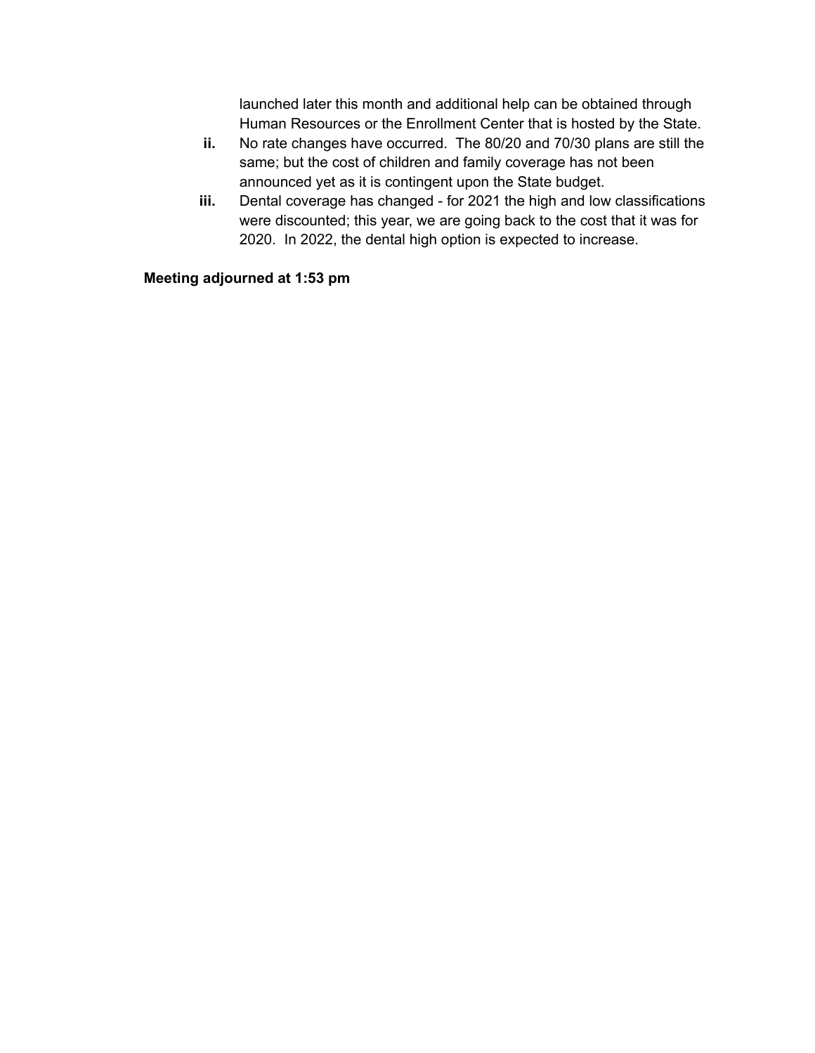launched later this month and additional help can be obtained through Human Resources or the Enrollment Center that is hosted by the State.

ii. No rate changes have occurred. The 80/20 and 70/30 plans are still the same; but the cost of children and family coverage has not been announced yet as it is contingent upon the State budget.

iii. Dental coverage has changed - for 2021 the high and low classifications were discounted; this year, we are going back to the cost that it was for 2020. In 2022, the dental high option is expected to increase.

**Meeting adjourned at 1:53 pm**